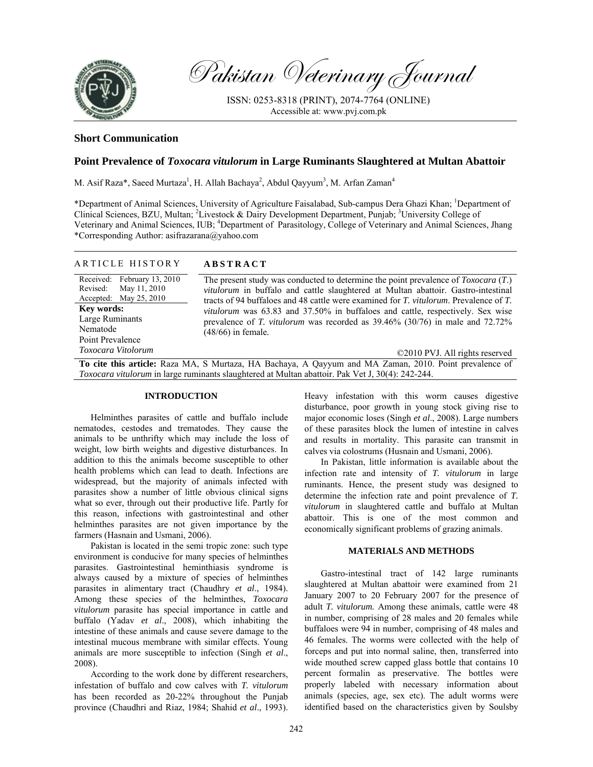Pakistan Veterinary Journal

ISSN: 0253-8318 (PRINT), 2074-7764 (ONLINE)
Accessible at: www.pvj.com.pk

## Short Communication

# Point Prevalence of *Toxocara vitulorum* in Large Ruminants Slaughtered at Multan Abattoir

M. Asif Raza*, Saeed Murtaza[1], H. Allah Bachaya[2], Abdul Qayyum[3], M. Arfan Zaman[4]

*Department of Animal Sciences, University of Agriculture Faisalabad, Sub-campus Dera Ghazi Khan; [1]Department of Clinical Sciences, BZU, Multan; [2]Livestock & Dairy Development Department, Punjab; [3]University College of Veterinary and Animal Sciences, IUB; [4]Department of Parasitology, College of Veterinary and Animal Sciences, Jhang
*Corresponding Author: asifrazarana@yahoo.com

**ARTICLE HISTORY**

Received: February 13, 2010
Revised: May 11, 2010
Accepted: May 25, 2010

**Key words:**
Large Ruminants
Nematode
Point Prevalence
*Toxocara Vitolorum*

**ABSTRACT**

The present study was conducted to determine the point prevalence of *Toxocara* (*T.*) *vitulorum* in buffalo and cattle slaughtered at Multan abattoir. Gastro-intestinal tracts of 94 buffaloes and 48 cattle were examined for *T. vitulorum*. Prevalence of *T. vitulorum* was 63.83 and 37.50% in buffaloes and cattle, respectively. Sex wise prevalence of *T. vitulorum* was recorded as 39.46% (30/76) in male and 72.72% (48/66) in female.

©2010 PVJ. All rights reserved

**To cite this article:** Raza MA, S Murtaza, HA Bachaya, A Qayyum and MA Zaman, 2010. Point prevalence of *Toxocara vitulorum* in large ruminants slaughtered at Multan abattoir. Pak Vet J, 30(4): 242-244.

## INTRODUCTION

Helminthes parasites of cattle and buffalo include nematodes, cestodes and trematodes. They cause the animals to be unthrifty which may include the loss of weight, low birth weights and digestive disturbances. In addition to this the animals become susceptible to other health problems which can lead to death. Infections are widespread, but the majority of animals infected with parasites show a number of little obvious clinical signs what so ever, through out their productive life. Partly for this reason, infections with gastrointestinal and other helminthes parasites are not given importance by the farmers (Hasnain and Usmani, 2006).

Pakistan is located in the semi tropic zone: such type environment is conducive for many species of helminthes parasites. Gastrointestinal heminthiasis syndrome is always caused by a mixture of species of helminthes parasites in alimentary tract (Chaudhry *et al*., 1984). Among these species of the helminthes, *Toxocara vitulorum* parasite has special importance in cattle and buffalo (Yadav *et al*., 2008), which inhabiting the intestine of these animals and cause severe damage to the intestinal mucous membrane with similar effects. Young animals are more susceptible to infection (Singh *et al*., 2008).

According to the work done by different researchers, infestation of buffalo and cow calves with *T. vitulorum* has been recorded as 20-22% throughout the Punjab province (Chaudhri and Riaz, 1984; Shahid *et al*., 1993). Heavy infestation with this worm causes digestive disturbance, poor growth in young stock giving rise to major economic loses (Singh *et al*., 2008). Large numbers of these parasites block the lumen of intestine in calves and results in mortality. This parasite can transmit in calves via colostrums (Husnain and Usmani, 2006).

In Pakistan, little information is available about the infection rate and intensity of *T. vitulorum* in large ruminants. Hence, the present study was designed to determine the infection rate and point prevalence of *T. vitulorum* in slaughtered cattle and buffalo at Multan abattoir. This is one of the most common and economically significant problems of grazing animals.

## MATERIALS AND METHODS

Gastro-intestinal tract of 142 large ruminants slaughtered at Multan abattoir were examined from 21 January 2007 to 20 February 2007 for the presence of adult *T. vitulorum.* Among these animals, cattle were 48 in number, comprising of 28 males and 20 females while buffaloes were 94 in number, comprising of 48 males and 46 females. The worms were collected with the help of forceps and put into normal saline, then, transferred into wide mouthed screw capped glass bottle that contains 10 percent formalin as preservative. The bottles were properly labeled with necessary information about animals (species, age, sex etc). The adult worms were identified based on the characteristics given by Soulsby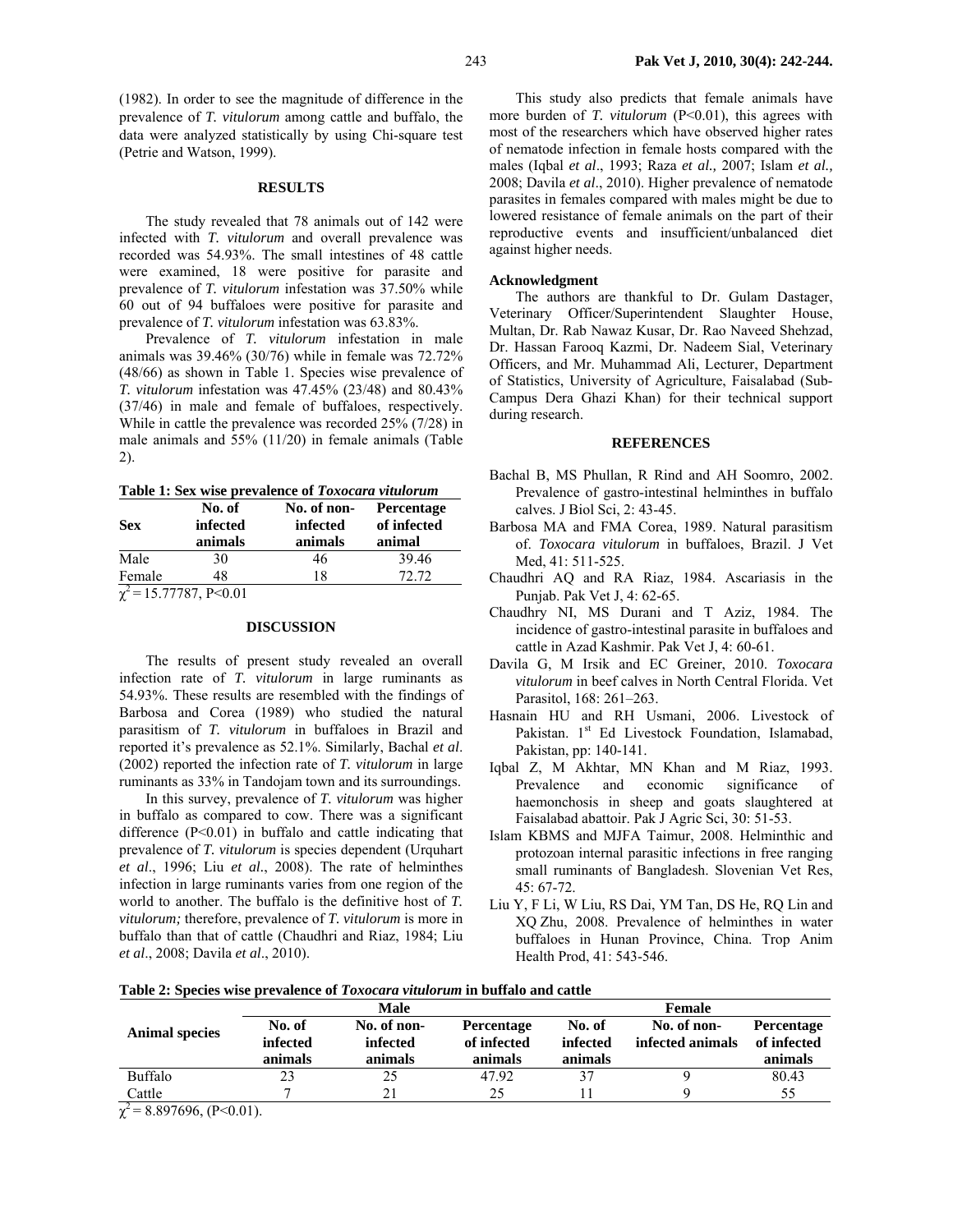(1982). In order to see the magnitude of difference in the prevalence of *T. vitulorum* among cattle and buffalo, the data were analyzed statistically by using Chi-square test (Petrie and Watson, 1999).

## RESULTS

The study revealed that 78 animals out of 142 were infected with *T. vitulorum* and overall prevalence was recorded was 54.93%. The small intestines of 48 cattle were examined, 18 were positive for parasite and prevalence of *T. vitulorum* infestation was 37.50% while 60 out of 94 buffaloes were positive for parasite and prevalence of *T. vitulorum* infestation was 63.83%.

Prevalence of *T. vitulorum* infestation in male animals was 39.46% (30/76) while in female was 72.72% (48/66) as shown in Table 1. Species wise prevalence of *T. vitulorum* infestation was 47.45% (23/48) and 80.43% (37/46) in male and female of buffaloes, respectively. While in cattle the prevalence was recorded 25% (7/28) in male animals and 55% (11/20) in female animals (Table 2).

**Table 1: Sex wise prevalence of *Toxocara vitulorum***

| Sex | No. of infected animals | No. of non-infected animals | Percentage of infected animal |
|---|---|---|---|
| Male | 30 | 46 | 39.46 |
| Female | 48 | 18 | 72.72 |

$\chi^2 = 15.77787$, $P<0.01$

## DISCUSSION

The results of present study revealed an overall infection rate of *T. vitulorum* in large ruminants as 54.93%. These results are resembled with the findings of Barbosa and Corea (1989) who studied the natural parasitism of *T. vitulorum* in buffaloes in Brazil and reported it's prevalence as 52.1%. Similarly, Bachal *et al*. (2002) reported the infection rate of *T. vitulorum* in large ruminants as 33% in Tandojam town and its surroundings.

In this survey, prevalence of *T. vitulorum* was higher in buffalo as compared to cow. There was a significant difference (P<0.01) in buffalo and cattle indicating that prevalence of *T. vitulorum* is species dependent (Urquhart *et al*., 1996; Liu *et al*., 2008). The rate of helminthes infection in large ruminants varies from one region of the world to another. The buffalo is the definitive host of *T. vitulorum;* therefore, prevalence of *T. vitulorum* is more in buffalo than that of cattle (Chaudhri and Riaz, 1984; Liu *et al*., 2008; Davila *et al*., 2010).

This study also predicts that female animals have more burden of *T. vitulorum* (P<0.01), this agrees with most of the researchers which have observed higher rates of nematode infection in female hosts compared with the males (Iqbal *et al*., 1993; Raza *et al.,* 2007; Islam *et al.,* 2008; Davila *et al*., 2010). Higher prevalence of nematode parasites in females compared with males might be due to lowered resistance of female animals on the part of their reproductive events and insufficient/unbalanced diet against higher needs.

### Acknowledgment

The authors are thankful to Dr. Gulam Dastager, Veterinary Officer/Superintendent Slaughter House, Multan, Dr. Rab Nawaz Kusar, Dr. Rao Naveed Shehzad, Dr. Hassan Farooq Kazmi, Dr. Nadeem Sial, Veterinary Officers, and Mr. Muhammad Ali, Lecturer, Department of Statistics, University of Agriculture, Faisalabad (Sub-Campus Dera Ghazi Khan) for their technical support during research.

## REFERENCES

Bachal B, MS Phullan, R Rind and AH Soomro, 2002. Prevalence of gastro-intestinal helminthes in buffalo calves. J Biol Sci, 2: 43-45.

Barbosa MA and FMA Corea, 1989. Natural parasitism of. *Toxocara vitulorum* in buffaloes, Brazil. J Vet Med, 41: 511-525.

Chaudhri AQ and RA Riaz, 1984. Ascariasis in the Punjab. Pak Vet J, 4: 62-65.

Chaudhry NI, MS Durani and T Aziz, 1984. The incidence of gastro-intestinal parasite in buffaloes and cattle in Azad Kashmir. Pak Vet J, 4: 60-61.

Davila G, M Irsik and EC Greiner, 2010. *Toxocara vitulorum* in beef calves in North Central Florida. Vet Parasitol, 168: 261–263.

Hasnain HU and RH Usmani, 2006. Livestock of Pakistan. 1st Ed Livestock Foundation, Islamabad, Pakistan, pp: 140-141.

Iqbal Z, M Akhtar, MN Khan and M Riaz, 1993. Prevalence and economic significance of haemonchosis in sheep and goats slaughtered at Faisalabad abattoir. Pak J Agric Sci, 30: 51-53.

Islam KBMS and MJFA Taimur, 2008. Helminthic and protozoan internal parasitic infections in free ranging small ruminants of Bangladesh. Slovenian Vet Res, 45: 67-72.

Liu Y, F Li, W Liu, RS Dai, YM Tan, DS He, RQ Lin and XQ Zhu, 2008. Prevalence of helminthes in water buffaloes in Hunan Province, China. Trop Anim Health Prod, 41: 543-546.

**Table 2: Species wise prevalence of *Toxocara vitulorum* in buffalo and cattle**

| Animal species | Male | | | Female | | |
|---|---|---|---|---|---|---|
| | No. of infected animals | No. of non-infected animals | Percentage of infected animals | No. of infected animals | No. of non-infected animals | Percentage of infected animals |
| Buffalo | 23 | 25 | 47.92 | 37 | 9 | 80.43 |
| Cattle | 7 | 21 | 25 | 11 | 9 | 55 |

$\chi^2 = 8.897696$, ($P<0.01$).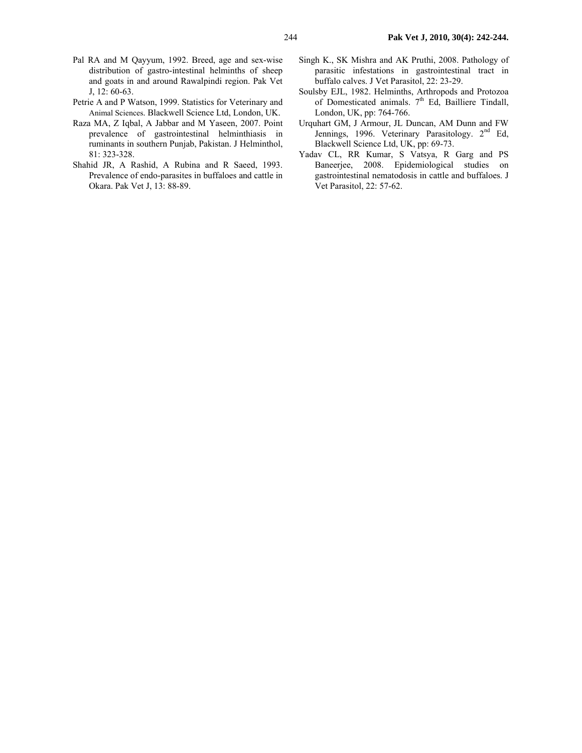Pal RA and M Qayyum, 1992. Breed, age and sex-wise distribution of gastro-intestinal helminths of sheep and goats in and around Rawalpindi region. Pak Vet J, 12: 60-63.

Petrie A and P Watson, 1999. Statistics for Veterinary and Animal Sciences. Blackwell Science Ltd, London, UK.

Raza MA, Z Iqbal, A Jabbar and M Yaseen, 2007. Point prevalence of gastrointestinal helminthiasis in ruminants in southern Punjab, Pakistan. J Helminthol, 81: 323-328.

Shahid JR, A Rashid, A Rubina and R Saeed, 1993. Prevalence of endo-parasites in buffaloes and cattle in Okara. Pak Vet J, 13: 88-89.

Singh K., SK Mishra and AK Pruthi, 2008. Pathology of parasitic infestations in gastrointestinal tract in buffalo calves. J Vet Parasitol, 22: 23-29.

Soulsby EJL, 1982. Helminths, Arthropods and Protozoa of Domesticated animals. 7th Ed, Bailliere Tindall, London, UK, pp: 764-766.

Urquhart GM, J Armour, JL Duncan, AM Dunn and FW Jennings, 1996. Veterinary Parasitology. 2nd Ed, Blackwell Science Ltd, UK, pp: 69-73.

Yadav CL, RR Kumar, S Vatsya, R Garg and PS Baneerjee, 2008. Epidemiological studies on gastrointestinal nematodosis in cattle and buffaloes. J Vet Parasitol, 22: 57-62.